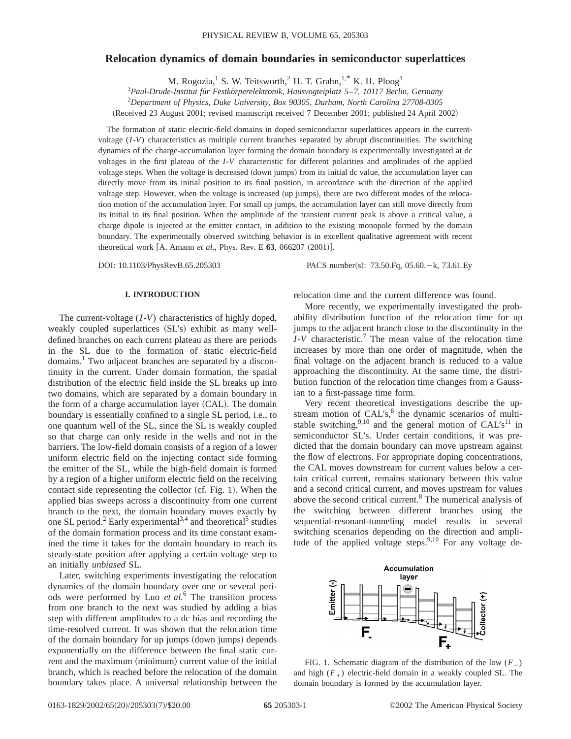# Relocation dynamics of domain boundaries in semiconductor superlattices

M. Rogozia,[1] S. W. Teitsworth,[2] H. T. Grahn,[1,*] K. H. Ploog[1]

[1]*Paul-Drude-Institut für Festkörperelektronik, Hausvogteiplatz 5–7, 10117 Berlin, Germany*

[2]*Department of Physics, Duke University, Box 90305, Durham, North Carolina 27708-0305*

(Received 23 August 2001; revised manuscript received 7 December 2001; published 24 April 2002)

The formation of static electric-field domains in doped semiconductor superlattices appears in the current-voltage (*I-V*) characteristics as multiple current branches separated by abrupt discontinuities. The switching dynamics of the charge-accumulation layer forming the domain boundary is experimentally investigated at dc voltages in the first plateau of the *I-V* characteristic for different polarities and amplitudes of the applied voltage steps. When the voltage is decreased (down jumps) from its initial dc value, the accumulation layer can directly move from its initial position to its final position, in accordance with the direction of the applied voltage step. However, when the voltage is increased (up jumps), there are two different modes of the relocation motion of the accumulation layer. For small up jumps, the accumulation layer can still move directly from its initial to its final position. When the amplitude of the transient current peak is above a critical value, a charge dipole is injected at the emitter contact, in addition to the existing monopole formed by the domain boundary. The experimentally observed switching behavior is in excellent qualitative agreement with recent theoretical work [A. Amann *et al.*, Phys. Rev. E **63**, 066207 (2001)].

DOI: 10.1103/PhysRevB.65.205303 PACS number(s): 73.50.Fq, 05.60.−k, 73.61.Ey

## I. INTRODUCTION

The current-voltage (*I-V*) characteristics of highly doped, weakly coupled superlattices (SL's) exhibit as many well-defined branches on each current plateau as there are periods in the SL due to the formation of static electric-field domains.[1] Two adjacent branches are separated by a discontinuity in the current. Under domain formation, the spatial distribution of the electric field inside the SL breaks up into two domains, which are separated by a domain boundary in the form of a charge accumulation layer (CAL). The domain boundary is essentially confined to a single SL period, i.e., to one quantum well of the SL, since the SL is weakly coupled so that charge can only reside in the wells and not in the barriers. The low-field domain consists of a region of a lower uniform electric field on the injecting contact side forming the emitter of the SL, while the high-field domain is formed by a region of a higher uniform electric field on the receiving contact side representing the collector (cf. Fig. 1). When the applied bias sweeps across a discontinuity from one current branch to the next, the domain boundary moves exactly by one SL period.[2] Early experimental[3,4] and theoretical[5] studies of the domain formation process and its time constant examined the time it takes for the domain boundary to reach its steady-state position after applying a certain voltage step to an initially *unbiased* SL.

Later, switching experiments investigating the relocation dynamics of the domain boundary over one or several periods were performed by Luo *et al.*[6] The transition process from one branch to the next was studied by adding a bias step with different amplitudes to a dc bias and recording the time-resolved current. It was shown that the relocation time of the domain boundary for up jumps (down jumps) depends exponentially on the difference between the final static current and the maximum (minimum) current value of the initial branch, which is reached before the relocation of the domain boundary takes place. A universal relationship between the relocation time and the current difference was found.

More recently, we experimentally investigated the probability distribution function of the relocation time for up jumps to the adjacent branch close to the discontinuity in the *I-V* characteristic.[7] The mean value of the relocation time increases by more than one order of magnitude, when the final voltage on the adjacent branch is reduced to a value approaching the discontinuity. At the same time, the distribution function of the relocation time changes from a Gaussian to a first-passage time form.

Very recent theoretical investigations describe the upstream motion of CAL's,[8] the dynamic scenarios of multistable switching,[9,10] and the general motion of CAL's[11] in semiconductor SL's. Under certain conditions, it was predicted that the domain boundary can move upstream against the flow of electrons. For appropriate doping concentrations, the CAL moves downstream for current values below a certain critical current, remains stationary between this value and a second critical current, and moves upstream for values above the second critical current.[8] The numerical analysis of the switching between different branches using the sequential-resonant-tunneling model results in several switching scenarios depending on the direction and amplitude of the applied voltage steps.[9,10] For any voltage de-

FIG. 1. Schematic diagram of the distribution of the low ($F_-$) and high ($F_+$) electric-field domain in a weakly coupled SL. The domain boundary is formed by the accumulation layer.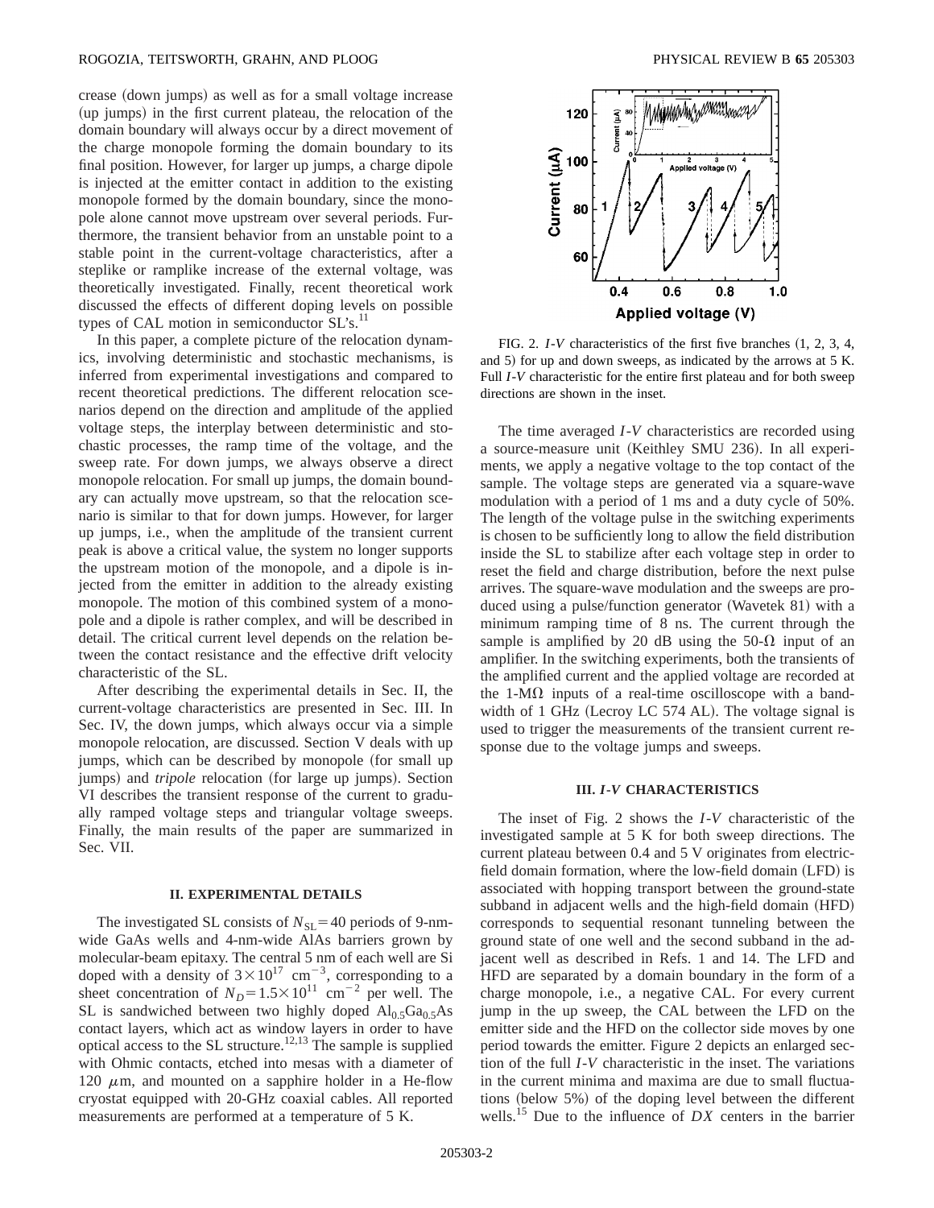crease (down jumps) as well as for a small voltage increase (up jumps) in the first current plateau, the relocation of the domain boundary will always occur by a direct movement of the charge monopole forming the domain boundary to its final position. However, for larger up jumps, a charge dipole is injected at the emitter contact in addition to the existing monopole formed by the domain boundary, since the monopole alone cannot move upstream over several periods. Furthermore, the transient behavior from an unstable point to a stable point in the current-voltage characteristics, after a steplike or ramplike increase of the external voltage, was theoretically investigated. Finally, recent theoretical work discussed the effects of different doping levels on possible types of CAL motion in semiconductor SL's.[11]

In this paper, a complete picture of the relocation dynamics, involving deterministic and stochastic mechanisms, is inferred from experimental investigations and compared to recent theoretical predictions. The different relocation scenarios depend on the direction and amplitude of the applied voltage steps, the interplay between deterministic and stochastic processes, the ramp time of the voltage, and the sweep rate. For down jumps, we always observe a direct monopole relocation. For small up jumps, the domain boundary can actually move upstream, so that the relocation scenario is similar to that for down jumps. However, for larger up jumps, i.e., when the amplitude of the transient current peak is above a critical value, the system no longer supports the upstream motion of the monopole, and a dipole is injected from the emitter in addition to the already existing monopole. The motion of this combined system of a monopole and a dipole is rather complex, and will be described in detail. The critical current level depends on the relation between the contact resistance and the effective drift velocity characteristic of the SL.

After describing the experimental details in Sec. II, the current-voltage characteristics are presented in Sec. III. In Sec. IV, the down jumps, which always occur via a simple monopole relocation, are discussed. Section V deals with up jumps, which can be described by monopole (for small up jumps) and *tripole* relocation (for large up jumps). Section VI describes the transient response of the current to gradually ramped voltage steps and triangular voltage sweeps. Finally, the main results of the paper are summarized in Sec. VII.

## II. EXPERIMENTAL DETAILS

The investigated SL consists of $N_{SL}=40$ periods of 9-nm-wide GaAs wells and 4-nm-wide AlAs barriers grown by molecular-beam epitaxy. The central 5 nm of each well are Si doped with a density of $3\times10^{17}$ cm$^{-3}$, corresponding to a sheet concentration of $N_D=1.5\times10^{11}$ cm$^{-2}$ per well. The SL is sandwiched between two highly doped $Al_{0.5}Ga_{0.5}As$ contact layers, which act as window layers in order to have optical access to the SL structure.[12,13] The sample is supplied with Ohmic contacts, etched into mesas with a diameter of 120 $\mu$m, and mounted on a sapphire holder in a He-flow cryostat equipped with 20-GHz coaxial cables. All reported measurements are performed at a temperature of 5 K.

FIG. 2. *I-V* characteristics of the first five branches (1, 2, 3, 4, and 5) for up and down sweeps, as indicated by the arrows at 5 K. Full *I-V* characteristic for the entire first plateau and for both sweep directions are shown in the inset.

The time averaged *I-V* characteristics are recorded using a source-measure unit (Keithley SMU 236). In all experiments, we apply a negative voltage to the top contact of the sample. The voltage steps are generated via a square-wave modulation with a period of 1 ms and a duty cycle of 50%. The length of the voltage pulse in the switching experiments is chosen to be sufficiently long to allow the field distribution inside the SL to stabilize after each voltage step in order to reset the field and charge distribution, before the next pulse arrives. The square-wave modulation and the sweeps are produced using a pulse/function generator (Wavetek 81) with a minimum ramping time of 8 ns. The current through the sample is amplified by 20 dB using the 50-Ω input of an amplifier. In the switching experiments, both the transients of the amplified current and the applied voltage are recorded at the 1-MΩ inputs of a real-time oscilloscope with a bandwidth of 1 GHz (Lecroy LC 574 AL). The voltage signal is used to trigger the measurements of the transient current response due to the voltage jumps and sweeps.

## III. *I-V* CHARACTERISTICS

The inset of Fig. 2 shows the *I-V* characteristic of the investigated sample at 5 K for both sweep directions. The current plateau between 0.4 and 5 V originates from electric-field domain formation, where the low-field domain (LFD) is associated with hopping transport between the ground-state subband in adjacent wells and the high-field domain (HFD) corresponds to sequential resonant tunneling between the ground state of one well and the second subband in the adjacent well as described in Refs. 1 and 14. The LFD and HFD are separated by a domain boundary in the form of a charge monopole, i.e., a negative CAL. For every current jump in the up sweep, the CAL between the LFD on the emitter side and the HFD on the collector side moves by one period towards the emitter. Figure 2 depicts an enlarged section of the full *I-V* characteristic in the inset. The variations in the current minima and maxima are due to small fluctuations (below 5%) of the doping level between the different wells.[15] Due to the influence of *DX* centers in the barrier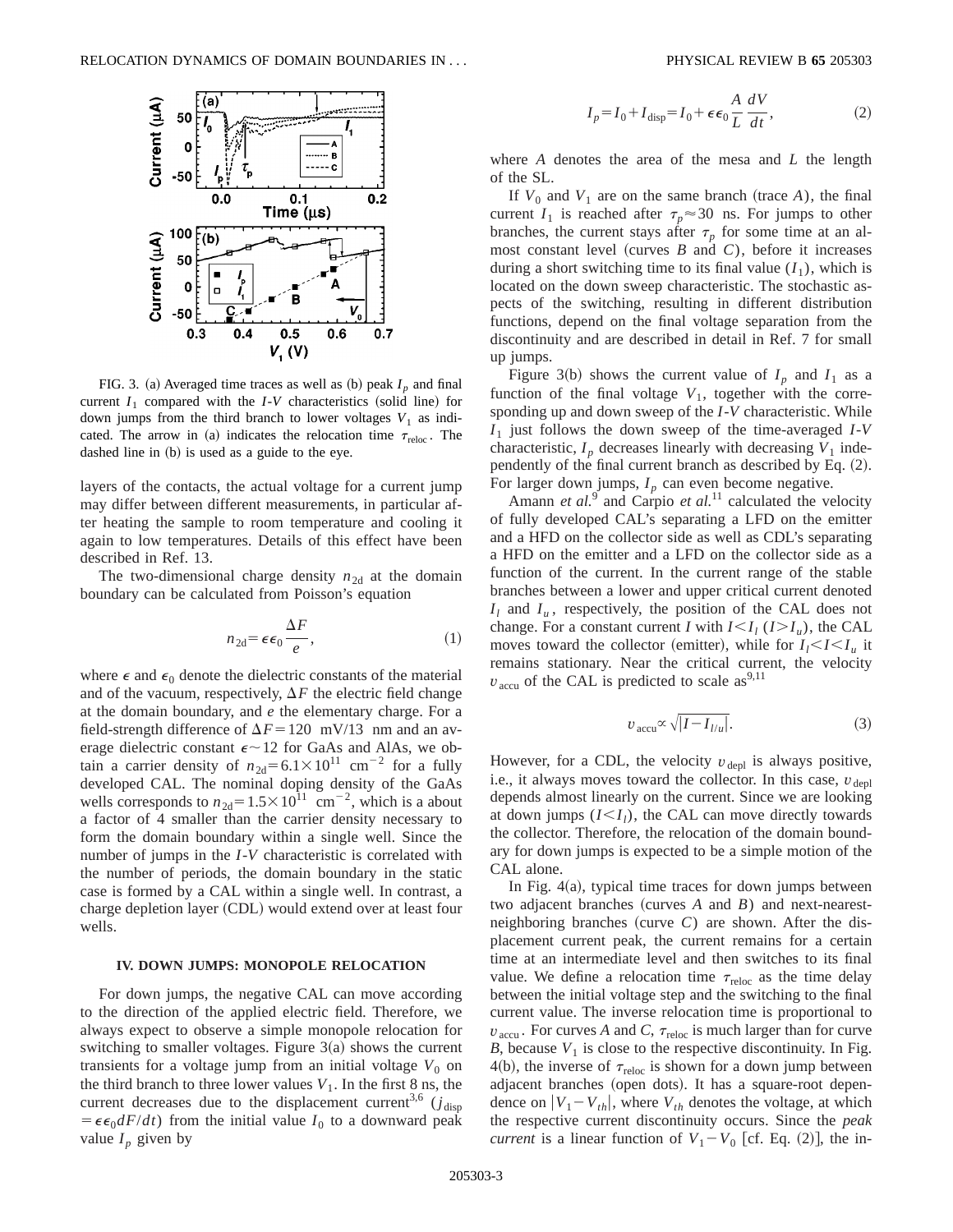FIG. 3. (a) Averaged time traces as well as (b) peak $I_p$ and final current $I_1$ compared with the *I-V* characteristics (solid line) for down jumps from the third branch to lower voltages $V_1$ as indicated. The arrow in (a) indicates the relocation time $\tau_{\mathrm{reloc}}$. The dashed line in (b) is used as a guide to the eye.

layers of the contacts, the actual voltage for a current jump may differ between different measurements, in particular after heating the sample to room temperature and cooling it again to low temperatures. Details of this effect have been described in Ref. 13.

The two-dimensional charge density $n_{2\mathrm{d}}$ at the domain boundary can be calculated from Poisson's equation

$$n_{2\mathrm{d}} = \epsilon \epsilon_0 \frac{\Delta F}{e}, \tag{1}$$

where $\epsilon$ and $\epsilon_0$ denote the dielectric constants of the material and of the vacuum, respectively, $\Delta F$ the electric field change at the domain boundary, and $e$ the elementary charge. For a field-strength difference of $\Delta F = 120$ mV/13 nm and an average dielectric constant $\epsilon \sim 12$ for GaAs and AlAs, we obtain a carrier density of $n_{2\mathrm{d}} = 6.1 \times 10^{11}$ cm$^{-2}$ for a fully developed CAL. The nominal doping density of the GaAs wells corresponds to $n_{2\mathrm{d}} = 1.5 \times 10^{11}$ cm$^{-2}$, which is a about a factor of 4 smaller than the carrier density necessary to form the domain boundary within a single well. Since the number of jumps in the *I-V* characteristic is correlated with the number of periods, the domain boundary in the static case is formed by a CAL within a single well. In contrast, a charge depletion layer (CDL) would extend over at least four wells.

### IV. DOWN JUMPS: MONOPOLE RELOCATION

For down jumps, the negative CAL can move according to the direction of the applied electric field. Therefore, we always expect to observe a simple monopole relocation for switching to smaller voltages. Figure 3(a) shows the current transients for a voltage jump from an initial voltage $V_0$ on the third branch to three lower values $V_1$. In the first 8 ns, the current decreases due to the displacement current[3,6] ($j_{\mathrm{disp}} = \epsilon \epsilon_0 dF/dt$) from the initial value $I_0$ to a downward peak value $I_p$ given by

$$I_p = I_0 + I_{\mathrm{disp}} = I_0 + \epsilon \epsilon_0 \frac{A}{L} \frac{dV}{dt}, \tag{2}$$

where $A$ denotes the area of the mesa and $L$ the length of the SL.

If $V_0$ and $V_1$ are on the same branch (trace $A$), the final current $I_1$ is reached after $\tau_p \approx 30$ ns. For jumps to other branches, the current stays after $\tau_p$ for some time at an almost constant level (curves $B$ and $C$), before it increases during a short switching time to its final value ($I_1$), which is located on the down sweep characteristic. The stochastic aspects of the switching, resulting in different distribution functions, depend on the final voltage separation from the discontinuity and are described in detail in Ref. 7 for small up jumps.

Figure 3(b) shows the current value of $I_p$ and $I_1$ as a function of the final voltage $V_1$, together with the corresponding up and down sweep of the *I-V* characteristic. While $I_1$ just follows the down sweep of the time-averaged *I-V* characteristic, $I_p$ decreases linearly with decreasing $V_1$ independently of the final current branch as described by Eq. (2). For larger down jumps, $I_p$ can even become negative.

Amann *et al.*[9] and Carpio *et al.*[11] calculated the velocity of fully developed CAL's separating a LFD on the emitter and a HFD on the collector side as well as CDL's separating a HFD on the emitter and a LFD on the collector side as a function of the current. In the current range of the stable branches between a lower and upper critical current denoted $I_l$ and $I_u$, respectively, the position of the CAL does not change. For a constant current $I$ with $I < I_l$ ($I > I_u$), the CAL moves toward the collector (emitter), while for $I_l < I < I_u$ it remains stationary. Near the critical current, the velocity $v_{\mathrm{accu}}$ of the CAL is predicted to scale as[9,11]

$$v_{\mathrm{accu}} \propto \sqrt{|I - I_{l/u}|}. \tag{3}$$

However, for a CDL, the velocity $v_{\mathrm{depl}}$ is always positive, i.e., it always moves toward the collector. In this case, $v_{\mathrm{depl}}$ depends almost linearly on the current. Since we are looking at down jumps ($I < I_l$), the CAL can move directly towards the collector. Therefore, the relocation of the domain boundary for down jumps is expected to be a simple motion of the CAL alone.

In Fig. 4(a), typical time traces for down jumps between two adjacent branches (curves $A$ and $B$) and next-nearest-neighboring branches (curve $C$) are shown. After the displacement current peak, the current remains for a certain time at an intermediate level and then switches to its final value. We define a relocation time $\tau_{\mathrm{reloc}}$ as the time delay between the initial voltage step and the switching to the final current value. The inverse relocation time is proportional to $v_{\mathrm{accu}}$. For curves $A$ and $C$, $\tau_{\mathrm{reloc}}$ is much larger than for curve $B$, because $V_1$ is close to the respective discontinuity. In Fig. 4(b), the inverse of $\tau_{\mathrm{reloc}}$ is shown for a down jump between adjacent branches (open dots). It has a square-root dependence on $|V_1 - V_{th}|$, where $V_{th}$ denotes the voltage, at which the respective current discontinuity occurs. Since the *peak current* is a linear function of $V_1 - V_0$ [cf. Eq. (2)], the in-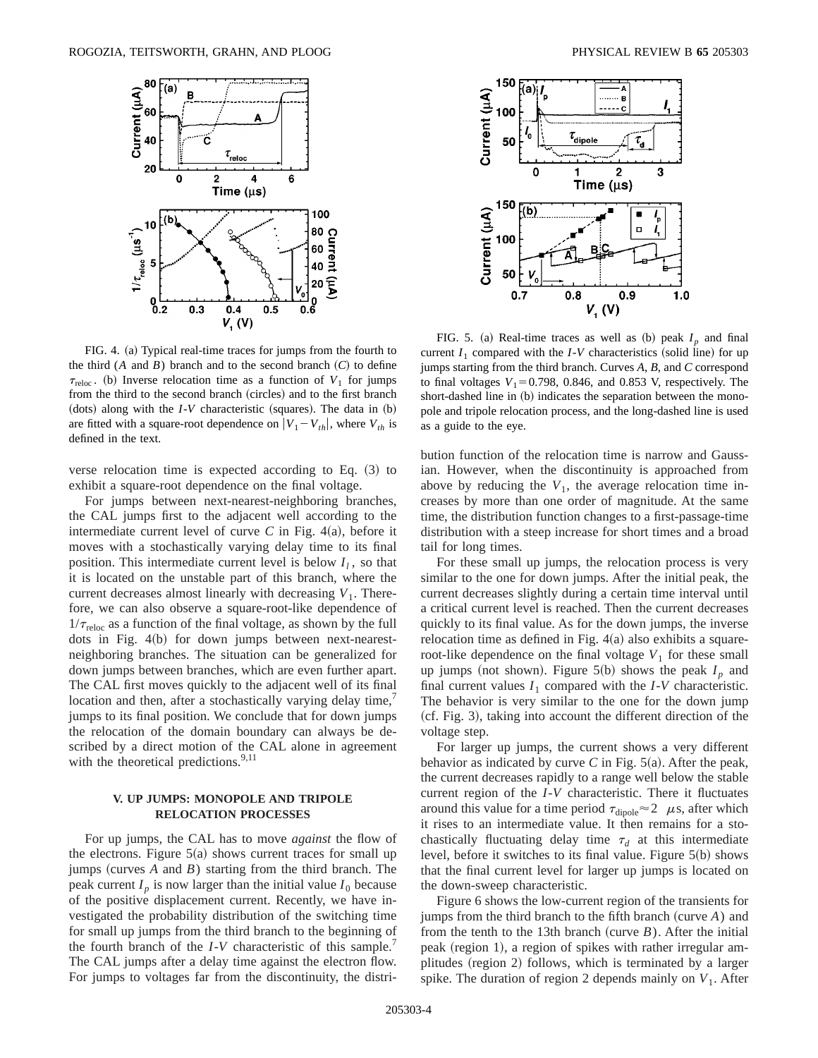FIG. 4. (a) Typical real-time traces for jumps from the fourth to the third ($A$ and $B$) branch and to the second branch ($C$) to define $\tau_{\rm reloc}$. (b) Inverse relocation time as a function of $V_1$ for jumps from the third to the second branch (circles) and to the first branch (dots) along with the $I$-$V$ characteristic (squares). The data in (b) are fitted with a square-root dependence on $|V_1 - V_{th}|$, where $V_{th}$ is defined in the text.

verse relocation time is expected according to Eq. (3) to exhibit a square-root dependence on the final voltage.

For jumps between next-nearest-neighboring branches, the CAL jumps first to the adjacent well according to the intermediate current level of curve $C$ in Fig. 4(a), before it moves with a stochastically varying delay time to its final position. This intermediate current level is below $I_l$, so that it is located on the unstable part of this branch, where the current decreases almost linearly with decreasing $V_1$. Therefore, we can also observe a square-root-like dependence of $1/\tau_{\rm reloc}$ as a function of the final voltage, as shown by the full dots in Fig. 4(b) for down jumps between next-nearest-neighboring branches. The situation can be generalized for down jumps between branches, which are even further apart. The CAL first moves quickly to the adjacent well of its final location and then, after a stochastically varying delay time,[7] jumps to its final position. We conclude that for down jumps the relocation of the domain boundary can always be described by a direct motion of the CAL alone in agreement with the theoretical predictions.[9,11]

### V. UP JUMPS: MONOPOLE AND TRIPOLE RELOCATION PROCESSES

For up jumps, the CAL has to move *against* the flow of the electrons. Figure 5(a) shows current traces for small up jumps (curves $A$ and $B$) starting from the third branch. The peak current $I_p$ is now larger than the initial value $I_0$ because of the positive displacement current. Recently, we have investigated the probability distribution of the switching time for small up jumps from the third branch to the beginning of the fourth branch of the $I$-$V$ characteristic of this sample.[7] The CAL jumps after a delay time against the electron flow. For jumps to voltages far from the discontinuity, the distribution function of the relocation time is narrow and Gaussian. However, when the discontinuity is approached from above by reducing the $V_1$, the average relocation time increases by more than one order of magnitude. At the same time, the distribution function changes to a first-passage-time distribution with a steep increase for short times and a broad tail for long times.

FIG. 5. (a) Real-time traces as well as (b) peak $I_p$ and final current $I_1$ compared with the $I$-$V$ characteristics (solid line) for up jumps starting from the third branch. Curves $A$, $B$, and $C$ correspond to final voltages $V_1 = 0.798$, 0.846, and 0.853 V, respectively. The short-dashed line in (b) indicates the separation between the monopole and tripole relocation process, and the long-dashed line is used as a guide to the eye.

For these small up jumps, the relocation process is very similar to the one for down jumps. After the initial peak, the current decreases slightly during a certain time interval until a critical current level is reached. Then the current decreases quickly to its final value. As for the down jumps, the inverse relocation time as defined in Fig. 4(a) also exhibits a square-root-like dependence on the final voltage $V_1$ for these small up jumps (not shown). Figure 5(b) shows the peak $I_p$ and final current values $I_1$ compared with the $I$-$V$ characteristic. The behavior is very similar to the one for the down jump (cf. Fig. 3), taking into account the different direction of the voltage step.

For larger up jumps, the current shows a very different behavior as indicated by curve $C$ in Fig. 5(a). After the peak, the current decreases rapidly to a range well below the stable current region of the $I$-$V$ characteristic. There it fluctuates around this value for a time period $\tau_{\rm dipole} \approx 2$ $\mu$s, after which it rises to an intermediate value. It then remains for a stochastically fluctuating delay time $\tau_d$ at this intermediate level, before it switches to its final value. Figure 5(b) shows that the final current level for larger up jumps is located on the down-sweep characteristic.

Figure 6 shows the low-current region of the transients for jumps from the third branch to the fifth branch (curve $A$) and from the tenth to the 13th branch (curve $B$). After the initial peak (region 1), a region of spikes with rather irregular amplitudes (region 2) follows, which is terminated by a larger spike. The duration of region 2 depends mainly on $V_1$. After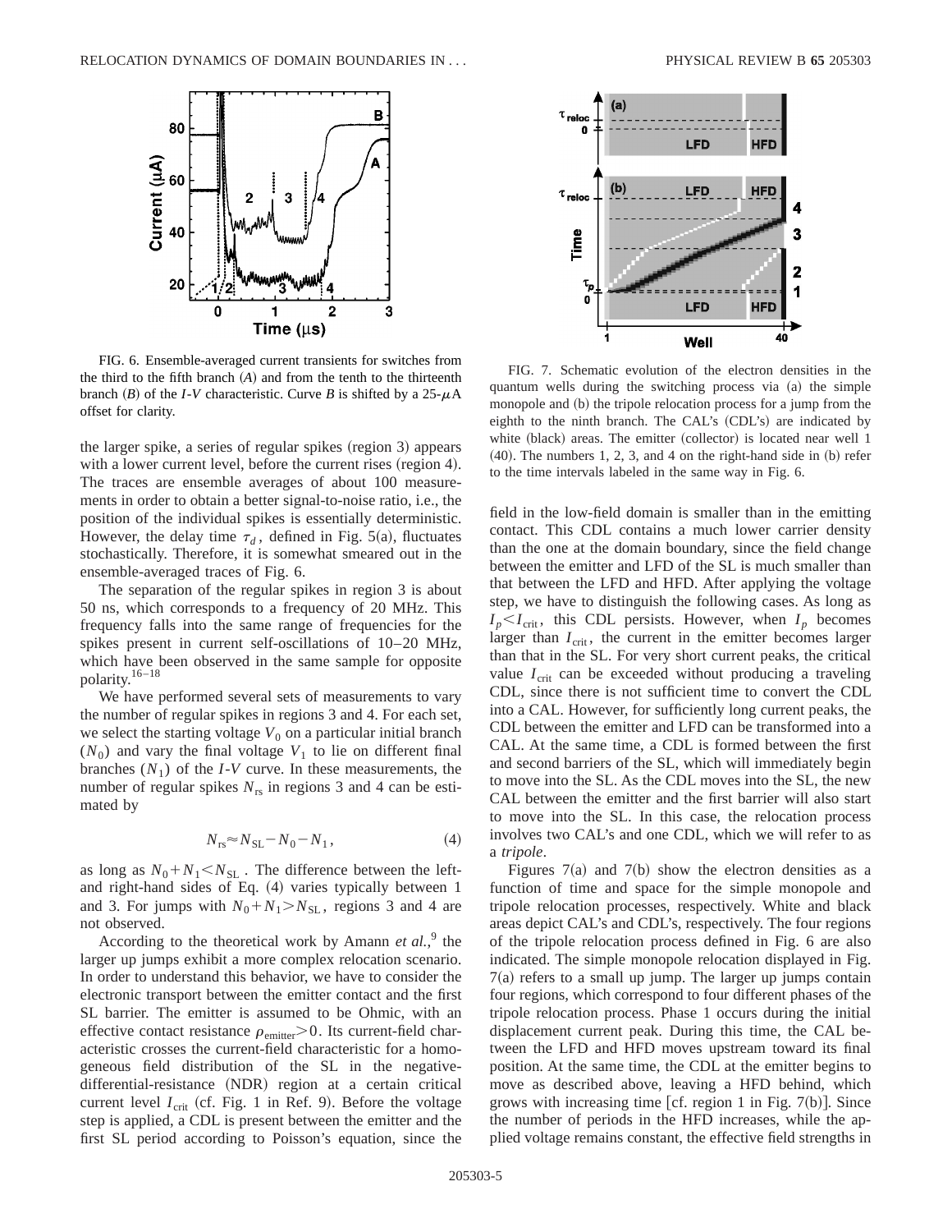FIG. 6. Ensemble-averaged current transients for switches from the third to the fifth branch $(A)$ and from the tenth to the thirteenth branch $(B)$ of the *I-V* characteristic. Curve *B* is shifted by a 25-$\mu$A offset for clarity.

FIG. 7. Schematic evolution of the electron densities in the quantum wells during the switching process via (a) the simple monopole and (b) the tripole relocation process for a jump from the eighth to the ninth branch. The CAL's (CDL's) are indicated by white (black) areas. The emitter (collector) is located near well 1 (40). The numbers 1, 2, 3, and 4 on the right-hand side in (b) refer to the time intervals labeled in the same way in Fig. 6.

the larger spike, a series of regular spikes (region 3) appears with a lower current level, before the current rises (region 4). The traces are ensemble averages of about 100 measurements in order to obtain a better signal-to-noise ratio, i.e., the position of the individual spikes is essentially deterministic. However, the delay time $\tau_d$, defined in Fig. 5(a), fluctuates stochastically. Therefore, it is somewhat smeared out in the ensemble-averaged traces of Fig. 6.

The separation of the regular spikes in region 3 is about 50 ns, which corresponds to a frequency of 20 MHz. This frequency falls into the same range of frequencies for the spikes present in current self-oscillations of 10–20 MHz, which have been observed in the same sample for opposite polarity.[16–18]

We have performed several sets of measurements to vary the number of regular spikes in regions 3 and 4. For each set, we select the starting voltage $V_0$ on a particular initial branch $(N_0)$ and vary the final voltage $V_1$ to lie on different final branches $(N_1)$ of the *I-V* curve. In these measurements, the number of regular spikes $N_{rs}$ in regions 3 and 4 can be estimated by

$$N_{rs} \approx N_{SL} - N_0 - N_1, \qquad (4)$$

as long as $N_0 + N_1 < N_{SL}$. The difference between the left- and right-hand sides of Eq. (4) varies typically between 1 and 3. For jumps with $N_0 + N_1 > N_{SL}$, regions 3 and 4 are not observed.

According to the theoretical work by Amann *et al.*,[9] the larger up jumps exhibit a more complex relocation scenario. In order to understand this behavior, we have to consider the electronic transport between the emitter contact and the first SL barrier. The emitter is assumed to be Ohmic, with an effective contact resistance $\rho_{\text{emitter}} > 0$. Its current-field characteristic crosses the current-field characteristic for a homogeneous field distribution of the SL in the negative-differential-resistance (NDR) region at a certain critical current level $I_{\text{crit}}$ (cf. Fig. 1 in Ref. 9). Before the voltage step is applied, a CDL is present between the emitter and the first SL period according to Poisson's equation, since the field in the low-field domain is smaller than in the emitting contact. This CDL contains a much lower carrier density than the one at the domain boundary, since the field change between the emitter and LFD of the SL is much smaller than that between the LFD and HFD. After applying the voltage step, we have to distinguish the following cases. As long as $I_p < I_{\text{crit}}$, this CDL persists. However, when $I_p$ becomes larger than $I_{\text{crit}}$, the current in the emitter becomes larger than that in the SL. For very short current peaks, the critical value $I_{\text{crit}}$ can be exceeded without producing a traveling CDL, since there is not sufficient time to convert the CDL into a CAL. However, for sufficiently long current peaks, the CDL between the emitter and LFD can be transformed into a CAL. At the same time, a CDL is formed between the first and second barriers of the SL, which will immediately begin to move into the SL. As the CDL moves into the SL, the new CAL between the emitter and the first barrier will also start to move into the SL. In this case, the relocation process involves two CAL's and one CDL, which we will refer to as a *tripole*.

Figures 7(a) and 7(b) show the electron densities as a function of time and space for the simple monopole and tripole relocation processes, respectively. White and black areas depict CAL's and CDL's, respectively. The four regions of the tripole relocation process defined in Fig. 6 are also indicated. The simple monopole relocation displayed in Fig. 7(a) refers to a small up jump. The larger up jumps contain four regions, which correspond to four different phases of the tripole relocation process. Phase 1 occurs during the initial displacement current peak. During this time, the CAL between the LFD and HFD moves upstream toward its final position. At the same time, the CDL at the emitter begins to move as described above, leaving a HFD behind, which grows with increasing time [cf. region 1 in Fig. 7(b)]. Since the number of periods in the HFD increases, while the applied voltage remains constant, the effective field strengths in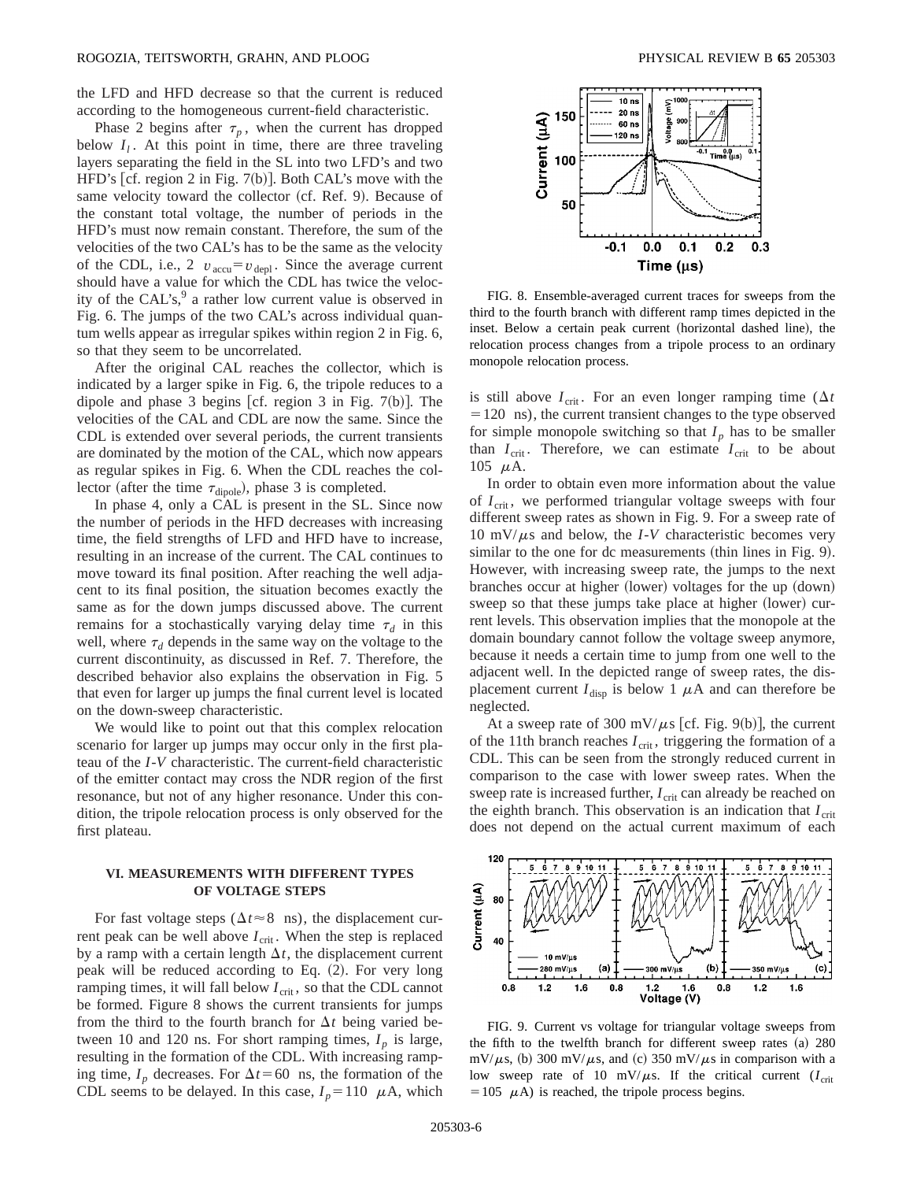the LFD and HFD decrease so that the current is reduced according to the homogeneous current-field characteristic.

Phase 2 begins after $\tau_p$, when the current has dropped below $I_l$. At this point in time, there are three traveling layers separating the field in the SL into two LFD's and two HFD's [cf. region 2 in Fig. 7(b)]. Both CAL's move with the same velocity toward the collector (cf. Ref. 9). Because of the constant total voltage, the number of periods in the HFD's must now remain constant. Therefore, the sum of the velocities of the two CAL's has to be the same as the velocity of the CDL, i.e., $2\ v_{\rm accu} = v_{\rm depl}$. Since the average current should have a value for which the CDL has twice the velocity of the CAL's,[9] a rather low current value is observed in Fig. 6. The jumps of the two CAL's across individual quantum wells appear as irregular spikes within region 2 in Fig. 6, so that they seem to be uncorrelated.

After the original CAL reaches the collector, which is indicated by a larger spike in Fig. 6, the tripole reduces to a dipole and phase 3 begins [cf. region 3 in Fig. 7(b)]. The velocities of the CAL and CDL are now the same. Since the CDL is extended over several periods, the current transients are dominated by the motion of the CAL, which now appears as regular spikes in Fig. 6. When the CDL reaches the collector (after the time $\tau_{\rm dipole}$), phase 3 is completed.

In phase 4, only a CAL is present in the SL. Since now the number of periods in the HFD decreases with increasing time, the field strengths of LFD and HFD have to increase, resulting in an increase of the current. The CAL continues to move toward its final position. After reaching the well adjacent to its final position, the situation becomes exactly the same as for the down jumps discussed above. The current remains for a stochastically varying delay time $\tau_d$ in this well, where $\tau_d$ depends in the same way on the voltage to the current discontinuity, as discussed in Ref. 7. Therefore, the described behavior also explains the observation in Fig. 5 that even for larger up jumps the final current level is located on the down-sweep characteristic.

We would like to point out that this complex relocation scenario for larger up jumps may occur only in the first plateau of the *I-V* characteristic. The current-field characteristic of the emitter contact may cross the NDR region of the first resonance, but not of any higher resonance. Under this condition, the tripole relocation process is only observed for the first plateau.

## VI. MEASUREMENTS WITH DIFFERENT TYPES OF VOLTAGE STEPS

For fast voltage steps ($\Delta t \approx 8$ ns), the displacement current peak can be well above $I_{\rm crit}$. When the step is replaced by a ramp with a certain length $\Delta t$, the displacement current peak will be reduced according to Eq. (2). For very long ramping times, it will fall below $I_{\rm crit}$, so that the CDL cannot be formed. Figure 8 shows the current transients for jumps from the third to the fourth branch for $\Delta t$ being varied between 10 and 120 ns. For short ramping times, $I_p$ is large, resulting in the formation of the CDL. With increasing ramping time, $I_p$ decreases. For $\Delta t = 60$ ns, the formation of the CDL seems to be delayed. In this case, $I_p = 110$ $\mu$A, which is still above $I_{\rm crit}$. For an even longer ramping time ($\Delta t = 120$ ns), the current transient changes to the type observed for simple monopole switching so that $I_p$ has to be smaller than $I_{\rm crit}$. Therefore, we can estimate $I_{\rm crit}$ to be about 105 $\mu$A.

FIG. 8. Ensemble-averaged current traces for sweeps from the third to the fourth branch with different ramp times depicted in the inset. Below a certain peak current (horizontal dashed line), the relocation process changes from a tripole process to an ordinary monopole relocation process.

In order to obtain even more information about the value of $I_{\rm crit}$, we performed triangular voltage sweeps with four different sweep rates as shown in Fig. 9. For a sweep rate of 10 mV/$\mu$s and below, the *I-V* characteristic becomes very similar to the one for dc measurements (thin lines in Fig. 9). However, with increasing sweep rate, the jumps to the next branches occur at higher (lower) voltages for the up (down) sweep so that these jumps take place at higher (lower) current levels. This observation implies that the monopole at the domain boundary cannot follow the voltage sweep anymore, because it needs a certain time to jump from one well to the adjacent well. In the depicted range of sweep rates, the displacement current $I_{\rm disp}$ is below 1 $\mu$A and can therefore be neglected.

At a sweep rate of 300 mV/$\mu$s [cf. Fig. 9(b)], the current of the 11th branch reaches $I_{\rm crit}$, triggering the formation of a CDL. This can be seen from the strongly reduced current in comparison to the case with lower sweep rates. When the sweep rate is increased further, $I_{\rm crit}$ can already be reached on the eighth branch. This observation is an indication that $I_{\rm crit}$ does not depend on the actual current maximum of each

FIG. 9. Current vs voltage for triangular voltage sweeps from the fifth to the twelfth branch for different sweep rates (a) 280 mV/$\mu$s, (b) 300 mV/$\mu$s, and (c) 350 mV/$\mu$s in comparison with a low sweep rate of 10 mV/$\mu$s. If the critical current ($I_{\rm crit} = 105$ $\mu$A) is reached, the tripole process begins.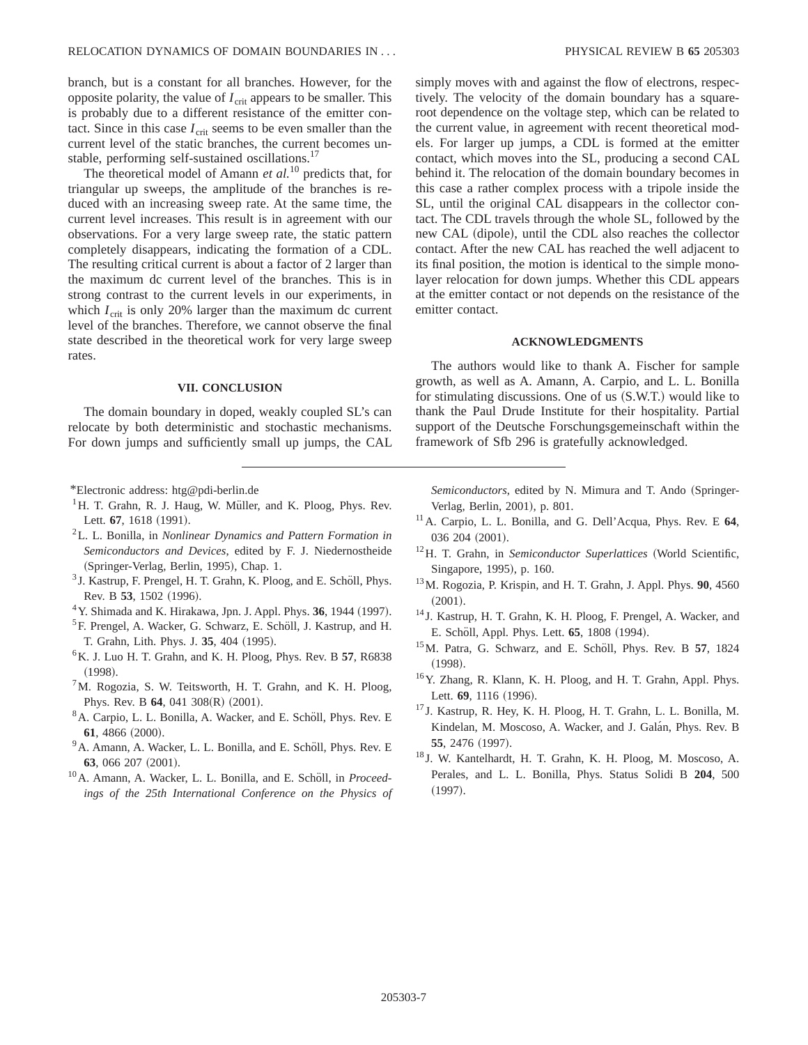branch, but is a constant for all branches. However, for the opposite polarity, the value of $I_{crit}$ appears to be smaller. This is probably due to a different resistance of the emitter contact. Since in this case $I_{crit}$ seems to be even smaller than the current level of the static branches, the current becomes unstable, performing self-sustained oscillations.[17]

The theoretical model of Amann *et al.*[10] predicts that, for triangular up sweeps, the amplitude of the branches is reduced with an increasing sweep rate. At the same time, the current level increases. This result is in agreement with our observations. For a very large sweep rate, the static pattern completely disappears, indicating the formation of a CDL. The resulting critical current is about a factor of 2 larger than the maximum dc current level of the branches. This is in strong contrast to the current levels in our experiments, in which $I_{crit}$ is only 20% larger than the maximum dc current level of the branches. Therefore, we cannot observe the final state described in the theoretical work for very large sweep rates.

## VII. CONCLUSION

The domain boundary in doped, weakly coupled SL's can relocate by both deterministic and stochastic mechanisms. For down jumps and sufficiently small up jumps, the CAL simply moves with and against the flow of electrons, respectively. The velocity of the domain boundary has a square-root dependence on the voltage step, which can be related to the current value, in agreement with recent theoretical models. For larger up jumps, a CDL is formed at the emitter contact, which moves into the SL, producing a second CAL behind it. The relocation of the domain boundary becomes in this case a rather complex process with a tripole inside the SL, until the original CAL disappears in the collector contact. The CDL travels through the whole SL, followed by the new CAL (dipole), until the CDL also reaches the collector contact. After the new CAL has reached the well adjacent to its final position, the motion is identical to the simple monolayer relocation for down jumps. Whether this CDL appears at the emitter contact or not depends on the resistance of the emitter contact.

## ACKNOWLEDGMENTS

The authors would like to thank A. Fischer for sample growth, as well as A. Amann, A. Carpio, and L. L. Bonilla for stimulating discussions. One of us (S.W.T.) would like to thank the Paul Drude Institute for their hospitality. Partial support of the Deutsche Forschungsgemeinschaft within the framework of Sfb 296 is gratefully acknowledged.

---

*Electronic address: htg@pdi-berlin.de

[1] H. T. Grahn, R. J. Haug, W. Müller, and K. Ploog, Phys. Rev. Lett. **67**, 1618 (1991).

[2] L. L. Bonilla, in *Nonlinear Dynamics and Pattern Formation in Semiconductors and Devices*, edited by F. J. Niedernostheide (Springer-Verlag, Berlin, 1995), Chap. 1.

[3] J. Kastrup, F. Prengel, H. T. Grahn, K. Ploog, and E. Schöll, Phys. Rev. B **53**, 1502 (1996).

[4] Y. Shimada and K. Hirakawa, Jpn. J. Appl. Phys. **36**, 1944 (1997).

[5] F. Prengel, A. Wacker, G. Schwarz, E. Schöll, J. Kastrup, and H. T. Grahn, Lith. Phys. J. **35**, 404 (1995).

[6] K. J. Luo H. T. Grahn, and K. H. Ploog, Phys. Rev. B **57**, R6838 (1998).

[7] M. Rogozia, S. W. Teitsworth, H. T. Grahn, and K. H. Ploog, Phys. Rev. B **64**, 041 308(R) (2001).

[8] A. Carpio, L. L. Bonilla, A. Wacker, and E. Schöll, Phys. Rev. E **61**, 4866 (2000).

[9] A. Amann, A. Wacker, L. L. Bonilla, and E. Schöll, Phys. Rev. E **63**, 066 207 (2001).

[10] A. Amann, A. Wacker, L. L. Bonilla, and E. Schöll, in *Proceedings of the 25th International Conference on the Physics of Semiconductors*, edited by N. Mimura and T. Ando (Springer-Verlag, Berlin, 2001), p. 801.

[11] A. Carpio, L. L. Bonilla, and G. Dell'Acqua, Phys. Rev. E **64**, 036 204 (2001).

[12] H. T. Grahn, in *Semiconductor Superlattices* (World Scientific, Singapore, 1995), p. 160.

[13] M. Rogozia, P. Krispin, and H. T. Grahn, J. Appl. Phys. **90**, 4560 (2001).

[14] J. Kastrup, H. T. Grahn, K. H. Ploog, F. Prengel, A. Wacker, and E. Schöll, Appl. Phys. Lett. **65**, 1808 (1994).

[15] M. Patra, G. Schwarz, and E. Schöll, Phys. Rev. B **57**, 1824 (1998).

[16] Y. Zhang, R. Klann, K. H. Ploog, and H. T. Grahn, Appl. Phys. Lett. **69**, 1116 (1996).

[17] J. Kastrup, R. Hey, K. H. Ploog, H. T. Grahn, L. L. Bonilla, M. Kindelan, M. Moscoso, A. Wacker, and J. Galán, Phys. Rev. B **55**, 2476 (1997).

[18] J. W. Kantelhardt, H. T. Grahn, K. H. Ploog, M. Moscoso, A. Perales, and L. L. Bonilla, Phys. Status Solidi B **204**, 500 (1997).